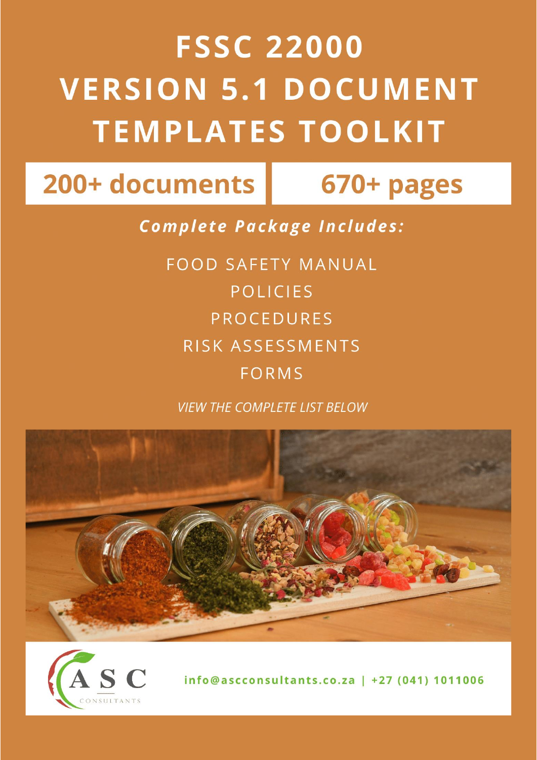# FSSC 22000 VERSION 5.1 DOCUMENT TEMPLATES TOOLKIT

**200+ documents** | **670+ pages**

***Complete Package Includes:***

FOOD SAFETY MANUAL

POLICIES

PROCEDURES

RISK ASSESSMENTS

FORMS

*VIEW THE COMPLETE LIST BELOW*

ASC CONSULTANTS

info@ascconsultants.co.za | +27 (041) 1011006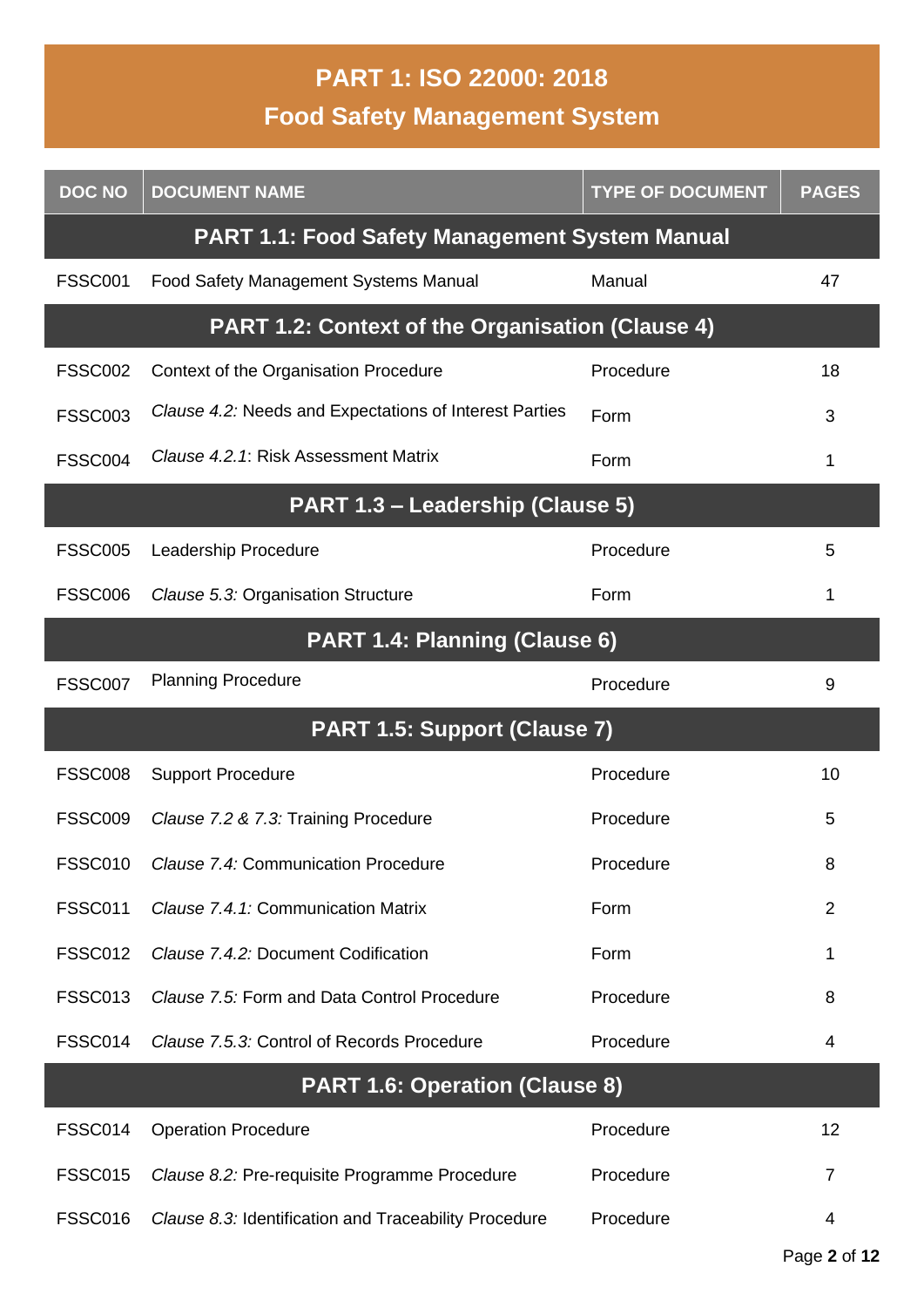# PART 1: ISO 22000: 2018

## Food Safety Management System

| DOC NO | DOCUMENT NAME | TYPE OF DOCUMENT | PAGES |
|---|---|---|---|
| **PART 1.1: Food Safety Management System Manual** | | | |
| FSSC001 | Food Safety Management Systems Manual | Manual | 47 |
| **PART 1.2: Context of the Organisation (Clause 4)** | | | |
| FSSC002 | Context of the Organisation Procedure | Procedure | 18 |
| FSSC003 | *Clause 4.2:* Needs and Expectations of Interest Parties | Form | 3 |
| FSSC004 | *Clause 4.2.1*: Risk Assessment Matrix | Form | 1 |
| **PART 1.3 – Leadership (Clause 5)** | | | |
| FSSC005 | Leadership Procedure | Procedure | 5 |
| FSSC006 | *Clause 5.3:* Organisation Structure | Form | 1 |
| **PART 1.4: Planning (Clause 6)** | | | |
| FSSC007 | Planning Procedure | Procedure | 9 |
| **PART 1.5: Support (Clause 7)** | | | |
| FSSC008 | Support Procedure | Procedure | 10 |
| FSSC009 | *Clause 7.2 & 7.3:* Training Procedure | Procedure | 5 |
| FSSC010 | *Clause 7.4:* Communication Procedure | Procedure | 8 |
| FSSC011 | *Clause 7.4.1:* Communication Matrix | Form | 2 |
| FSSC012 | *Clause 7.4.2:* Document Codification | Form | 1 |
| FSSC013 | *Clause 7.5:* Form and Data Control Procedure | Procedure | 8 |
| FSSC014 | *Clause 7.5.3:* Control of Records Procedure | Procedure | 4 |
| **PART 1.6: Operation (Clause 8)** | | | |
| FSSC014 | Operation Procedure | Procedure | 12 |
| FSSC015 | *Clause 8.2:* Pre-requisite Programme Procedure | Procedure | 7 |
| FSSC016 | *Clause 8.3:* Identification and Traceability Procedure | Procedure | 4 |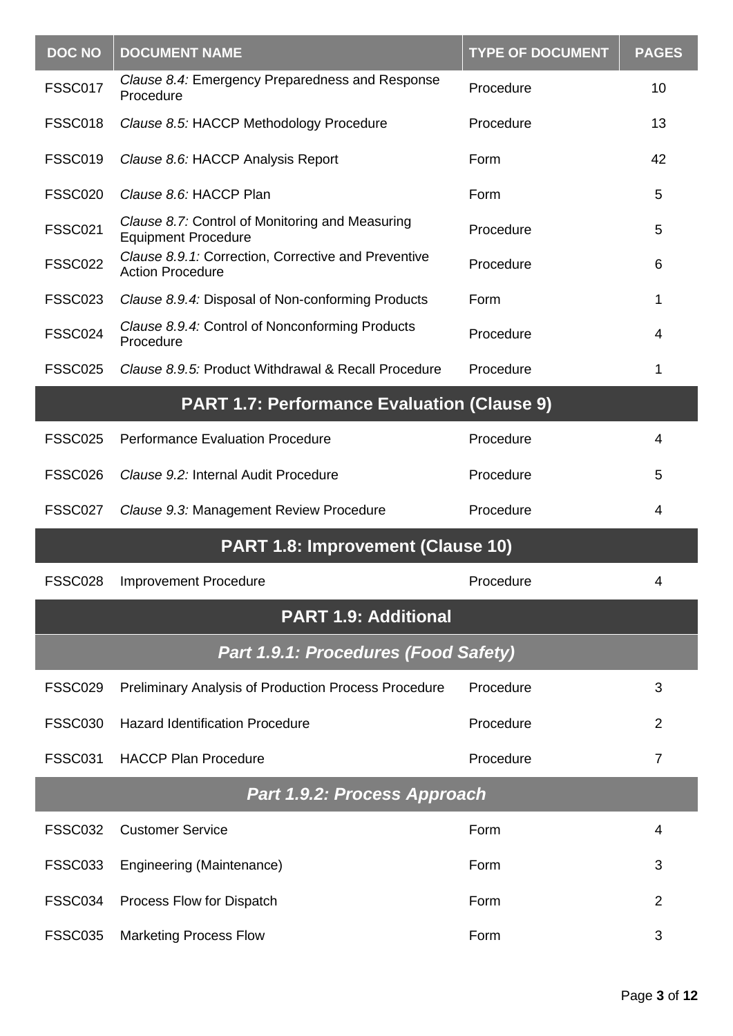| DOC NO | DOCUMENT NAME | TYPE OF DOCUMENT | PAGES |
|---|---|---|---|
| FSSC017 | *Clause 8.4:* Emergency Preparedness and Response Procedure | Procedure | 10 |
| FSSC018 | *Clause 8.5:* HACCP Methodology Procedure | Procedure | 13 |
| FSSC019 | *Clause 8.6:* HACCP Analysis Report | Form | 42 |
| FSSC020 | *Clause 8.6:* HACCP Plan | Form | 5 |
| FSSC021 | *Clause 8.7:* Control of Monitoring and Measuring Equipment Procedure | Procedure | 5 |
| FSSC022 | *Clause 8.9.1:* Correction, Corrective and Preventive Action Procedure | Procedure | 6 |
| FSSC023 | *Clause 8.9.4:* Disposal of Non-conforming Products | Form | 1 |
| FSSC024 | *Clause 8.9.4:* Control of Nonconforming Products Procedure | Procedure | 4 |
| FSSC025 | *Clause 8.9.5:* Product Withdrawal & Recall Procedure | Procedure | 1 |
| **PART 1.7: Performance Evaluation (Clause 9)** | | | |
| FSSC025 | Performance Evaluation Procedure | Procedure | 4 |
| FSSC026 | *Clause 9.2:* Internal Audit Procedure | Procedure | 5 |
| FSSC027 | *Clause 9.3:* Management Review Procedure | Procedure | 4 |
| **PART 1.8: Improvement (Clause 10)** | | | |
| FSSC028 | Improvement Procedure | Procedure | 4 |
| **PART 1.9: Additional** | | | |
| ***Part 1.9.1: Procedures (Food Safety)*** | | | |
| FSSC029 | Preliminary Analysis of Production Process Procedure | Procedure | 3 |
| FSSC030 | Hazard Identification Procedure | Procedure | 2 |
| FSSC031 | HACCP Plan Procedure | Procedure | 7 |
| ***Part 1.9.2: Process Approach*** | | | |
| FSSC032 | Customer Service | Form | 4 |
| FSSC033 | Engineering (Maintenance) | Form | 3 |
| FSSC034 | Process Flow for Dispatch | Form | 2 |
| FSSC035 | Marketing Process Flow | Form | 3 |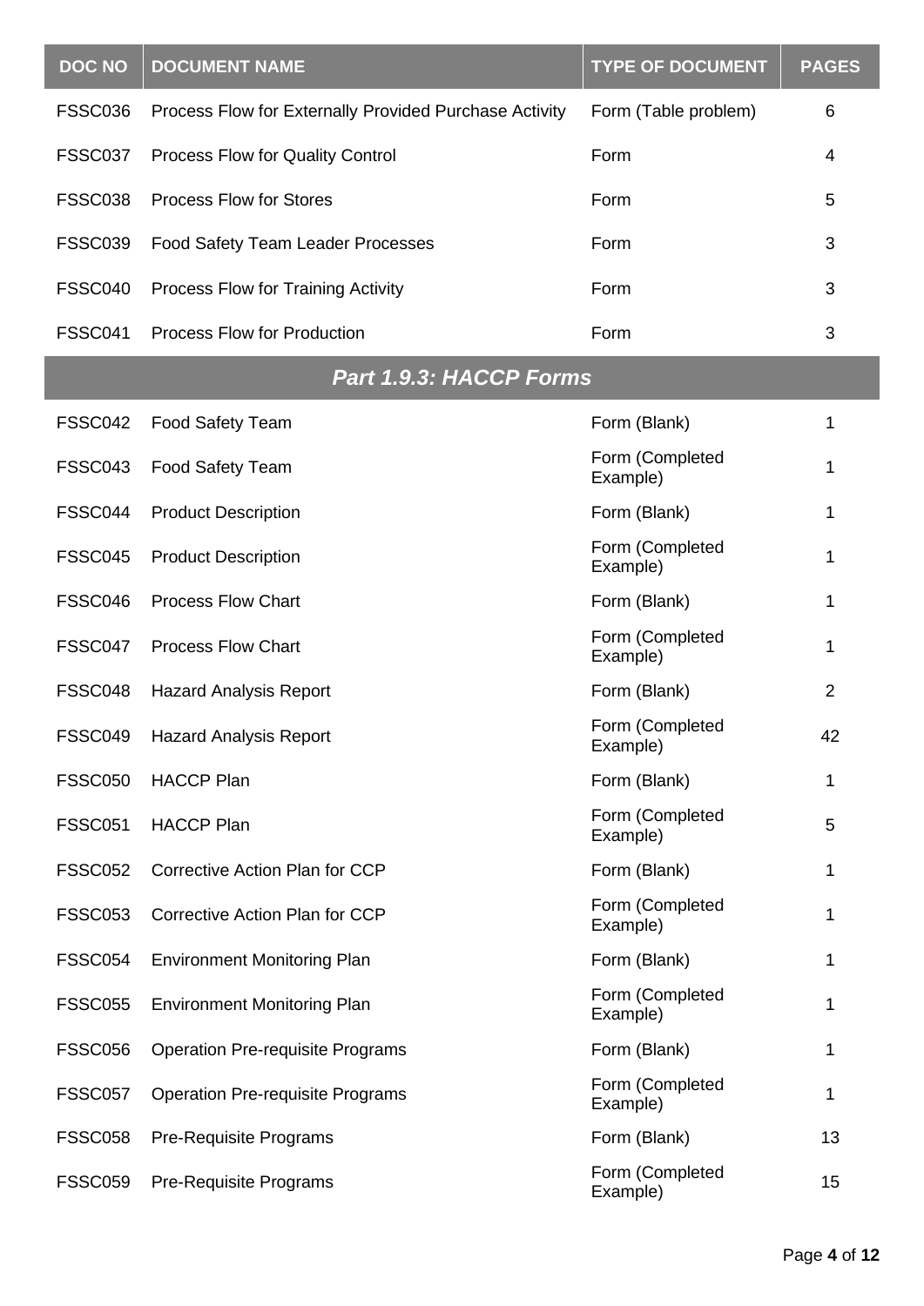| DOC NO | DOCUMENT NAME | TYPE OF DOCUMENT | PAGES |
|---|---|---|---|
| FSSC036 | Process Flow for Externally Provided Purchase Activity | Form (Table problem) | 6 |
| FSSC037 | Process Flow for Quality Control | Form | 4 |
| FSSC038 | Process Flow for Stores | Form | 5 |
| FSSC039 | Food Safety Team Leader Processes | Form | 3 |
| FSSC040 | Process Flow for Training Activity | Form | 3 |
| FSSC041 | Process Flow for Production | Form | 3 |
| ***Part 1.9.3: HACCP Forms*** | | | |
| FSSC042 | Food Safety Team | Form (Blank) | 1 |
| FSSC043 | Food Safety Team | Form (Completed Example) | 1 |
| FSSC044 | Product Description | Form (Blank) | 1 |
| FSSC045 | Product Description | Form (Completed Example) | 1 |
| FSSC046 | Process Flow Chart | Form (Blank) | 1 |
| FSSC047 | Process Flow Chart | Form (Completed Example) | 1 |
| FSSC048 | Hazard Analysis Report | Form (Blank) | 2 |
| FSSC049 | Hazard Analysis Report | Form (Completed Example) | 42 |
| FSSC050 | HACCP Plan | Form (Blank) | 1 |
| FSSC051 | HACCP Plan | Form (Completed Example) | 5 |
| FSSC052 | Corrective Action Plan for CCP | Form (Blank) | 1 |
| FSSC053 | Corrective Action Plan for CCP | Form (Completed Example) | 1 |
| FSSC054 | Environment Monitoring Plan | Form (Blank) | 1 |
| FSSC055 | Environment Monitoring Plan | Form (Completed Example) | 1 |
| FSSC056 | Operation Pre-requisite Programs | Form (Blank) | 1 |
| FSSC057 | Operation Pre-requisite Programs | Form (Completed Example) | 1 |
| FSSC058 | Pre-Requisite Programs | Form (Blank) | 13 |
| FSSC059 | Pre-Requisite Programs | Form (Completed Example) | 15 |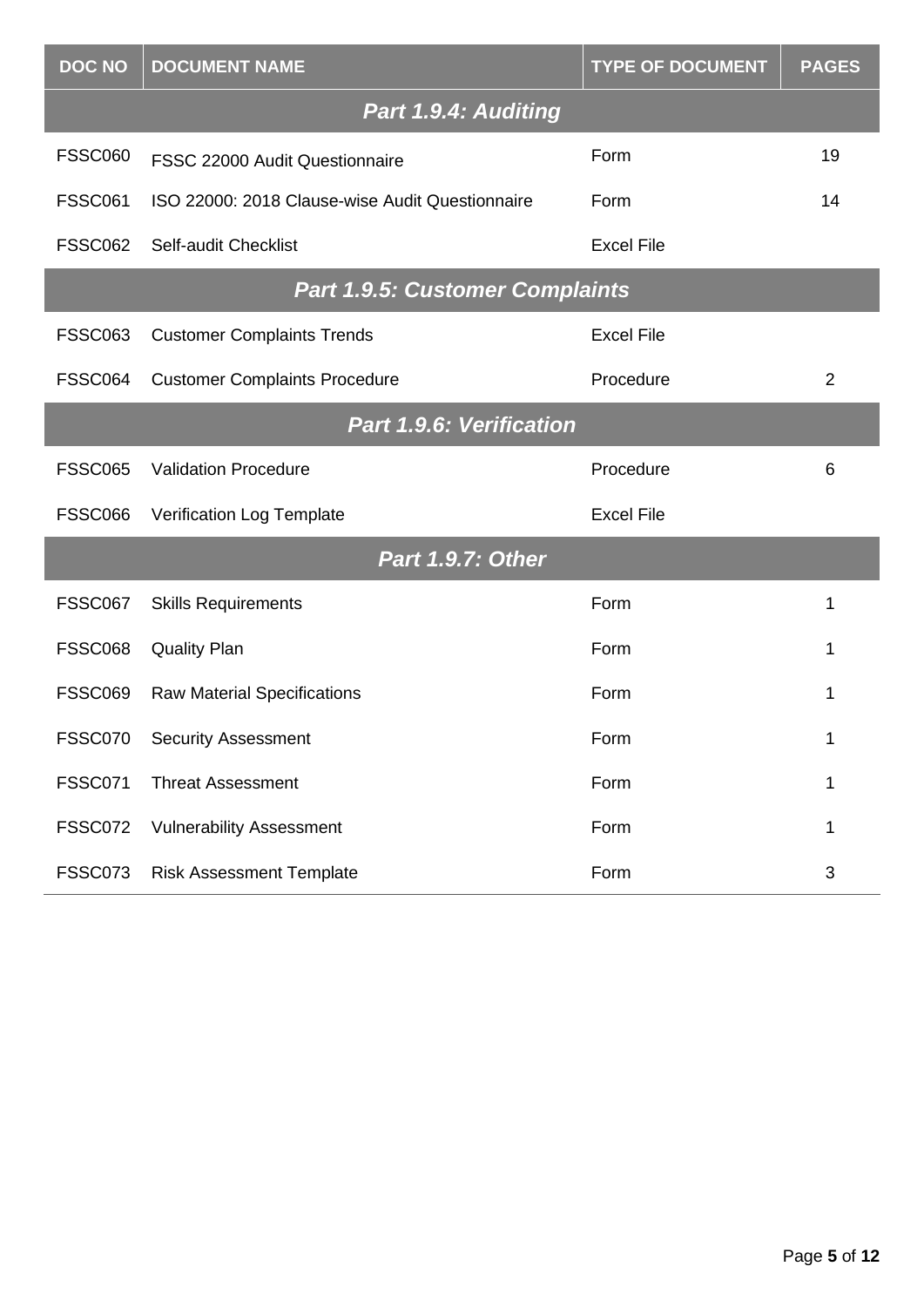| DOC NO | DOCUMENT NAME | TYPE OF DOCUMENT | PAGES |
|---|---|---|---|
| | ***Part 1.9.4: Auditing*** | | |
| FSSC060 | FSSC 22000 Audit Questionnaire | Form | 19 |
| FSSC061 | ISO 22000: 2018 Clause-wise Audit Questionnaire | Form | 14 |
| FSSC062 | Self-audit Checklist | Excel File | |
| | ***Part 1.9.5: Customer Complaints*** | | |
| FSSC063 | Customer Complaints Trends | Excel File | |
| FSSC064 | Customer Complaints Procedure | Procedure | 2 |
| | ***Part 1.9.6: Verification*** | | |
| FSSC065 | Validation Procedure | Procedure | 6 |
| FSSC066 | Verification Log Template | Excel File | |
| | ***Part 1.9.7: Other*** | | |
| FSSC067 | Skills Requirements | Form | 1 |
| FSSC068 | Quality Plan | Form | 1 |
| FSSC069 | Raw Material Specifications | Form | 1 |
| FSSC070 | Security Assessment | Form | 1 |
| FSSC071 | Threat Assessment | Form | 1 |
| FSSC072 | Vulnerability Assessment | Form | 1 |
| FSSC073 | Risk Assessment Template | Form | 3 |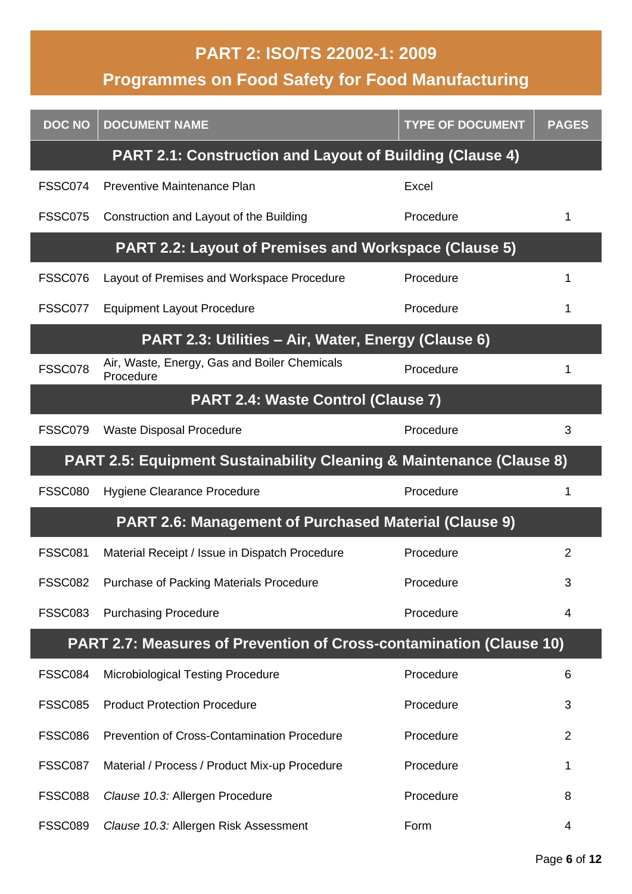## PART 2: ISO/TS 22002-1: 2009

## Programmes on Food Safety for Food Manufacturing

| DOC NO | DOCUMENT NAME | TYPE OF DOCUMENT | PAGES |
|---|---|---|---|
| **PART 2.1: Construction and Layout of Building (Clause 4)** | | | |
| FSSC074 | Preventive Maintenance Plan | Excel | |
| FSSC075 | Construction and Layout of the Building | Procedure | 1 |
| **PART 2.2: Layout of Premises and Workspace (Clause 5)** | | | |
| FSSC076 | Layout of Premises and Workspace Procedure | Procedure | 1 |
| FSSC077 | Equipment Layout Procedure | Procedure | 1 |
| **PART 2.3: Utilities – Air, Water, Energy (Clause 6)** | | | |
| FSSC078 | Air, Waste, Energy, Gas and Boiler Chemicals Procedure | Procedure | 1 |
| **PART 2.4: Waste Control (Clause 7)** | | | |
| FSSC079 | Waste Disposal Procedure | Procedure | 3 |
| **PART 2.5: Equipment Sustainability Cleaning & Maintenance (Clause 8)** | | | |
| FSSC080 | Hygiene Clearance Procedure | Procedure | 1 |
| **PART 2.6: Management of Purchased Material (Clause 9)** | | | |
| FSSC081 | Material Receipt / Issue in Dispatch Procedure | Procedure | 2 |
| FSSC082 | Purchase of Packing Materials Procedure | Procedure | 3 |
| FSSC083 | Purchasing Procedure | Procedure | 4 |
| **PART 2.7: Measures of Prevention of Cross-contamination (Clause 10)** | | | |
| FSSC084 | Microbiological Testing Procedure | Procedure | 6 |
| FSSC085 | Product Protection Procedure | Procedure | 3 |
| FSSC086 | Prevention of Cross-Contamination Procedure | Procedure | 2 |
| FSSC087 | Material / Process / Product Mix-up Procedure | Procedure | 1 |
| FSSC088 | *Clause 10.3:* Allergen Procedure | Procedure | 8 |
| FSSC089 | *Clause 10.3:* Allergen Risk Assessment | Form | 4 |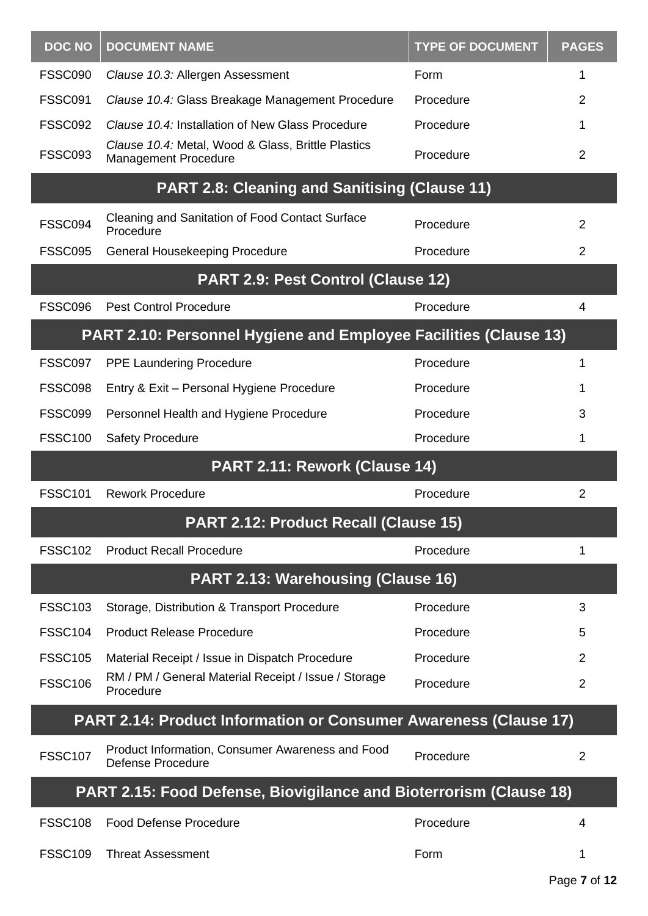| DOC NO | DOCUMENT NAME | TYPE OF DOCUMENT | PAGES |
|---|---|---|---|
| FSSC090 | *Clause 10.3:* Allergen Assessment | Form | 1 |
| FSSC091 | *Clause 10.4:* Glass Breakage Management Procedure | Procedure | 2 |
| FSSC092 | *Clause 10.4:* Installation of New Glass Procedure | Procedure | 1 |
| FSSC093 | *Clause 10.4:* Metal, Wood & Glass, Brittle Plastics Management Procedure | Procedure | 2 |
| **PART 2.8: Cleaning and Sanitising (Clause 11)** | | | |
| FSSC094 | Cleaning and Sanitation of Food Contact Surface Procedure | Procedure | 2 |
| FSSC095 | General Housekeeping Procedure | Procedure | 2 |
| **PART 2.9: Pest Control (Clause 12)** | | | |
| FSSC096 | Pest Control Procedure | Procedure | 4 |
| **PART 2.10: Personnel Hygiene and Employee Facilities (Clause 13)** | | | |
| FSSC097 | PPE Laundering Procedure | Procedure | 1 |
| FSSC098 | Entry & Exit – Personal Hygiene Procedure | Procedure | 1 |
| FSSC099 | Personnel Health and Hygiene Procedure | Procedure | 3 |
| FSSC100 | Safety Procedure | Procedure | 1 |
| **PART 2.11: Rework (Clause 14)** | | | |
| FSSC101 | Rework Procedure | Procedure | 2 |
| **PART 2.12: Product Recall (Clause 15)** | | | |
| FSSC102 | Product Recall Procedure | Procedure | 1 |
| **PART 2.13: Warehousing (Clause 16)** | | | |
| FSSC103 | Storage, Distribution & Transport Procedure | Procedure | 3 |
| FSSC104 | Product Release Procedure | Procedure | 5 |
| FSSC105 | Material Receipt / Issue in Dispatch Procedure | Procedure | 2 |
| FSSC106 | RM / PM / General Material Receipt / Issue / Storage Procedure | Procedure | 2 |
| **PART 2.14: Product Information or Consumer Awareness (Clause 17)** | | | |
| FSSC107 | Product Information, Consumer Awareness and Food Defense Procedure | Procedure | 2 |
| **PART 2.15: Food Defense, Biovigilance and Bioterrorism (Clause 18)** | | | |
| FSSC108 | Food Defense Procedure | Procedure | 4 |
| FSSC109 | Threat Assessment | Form | 1 |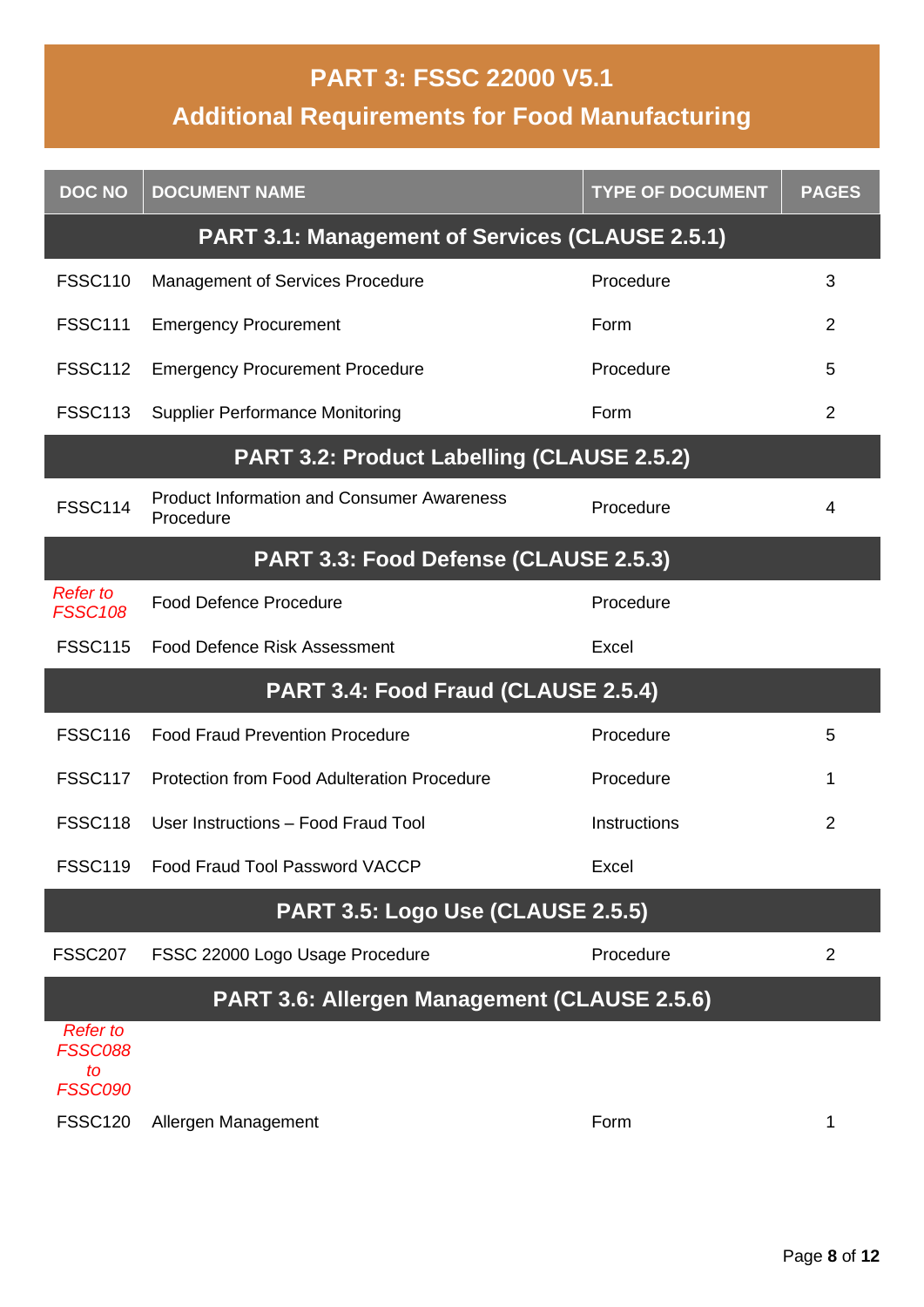# PART 3: FSSC 22000 V5.1
## Additional Requirements for Food Manufacturing

| DOC NO | DOCUMENT NAME | TYPE OF DOCUMENT | PAGES |
|---|---|---|---|
| **PART 3.1: Management of Services (CLAUSE 2.5.1)** | | | |
| FSSC110 | Management of Services Procedure | Procedure | 3 |
| FSSC111 | Emergency Procurement | Form | 2 |
| FSSC112 | Emergency Procurement Procedure | Procedure | 5 |
| FSSC113 | Supplier Performance Monitoring | Form | 2 |
| **PART 3.2: Product Labelling (CLAUSE 2.5.2)** | | | |
| FSSC114 | Product Information and Consumer Awareness Procedure | Procedure | 4 |
| **PART 3.3: Food Defense (CLAUSE 2.5.3)** | | | |
| *Refer to FSSC108* | Food Defence Procedure | Procedure | |
| FSSC115 | Food Defence Risk Assessment | Excel | |
| **PART 3.4: Food Fraud (CLAUSE 2.5.4)** | | | |
| FSSC116 | Food Fraud Prevention Procedure | Procedure | 5 |
| FSSC117 | Protection from Food Adulteration Procedure | Procedure | 1 |
| FSSC118 | User Instructions – Food Fraud Tool | Instructions | 2 |
| FSSC119 | Food Fraud Tool Password VACCP | Excel | |
| **PART 3.5: Logo Use (CLAUSE 2.5.5)** | | | |
| FSSC207 | FSSC 22000 Logo Usage Procedure | Procedure | 2 |
| **PART 3.6: Allergen Management (CLAUSE 2.5.6)** | | | |
| *Refer to FSSC088 to FSSC090* | | | |
| FSSC120 | Allergen Management | Form | 1 |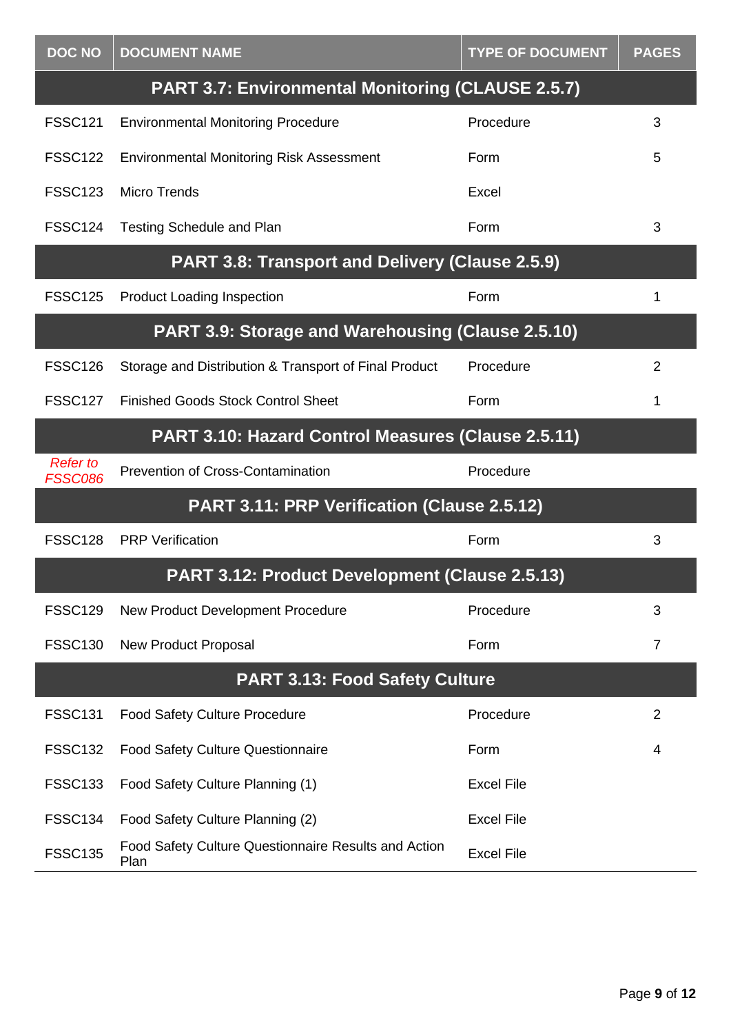| DOC NO | DOCUMENT NAME | TYPE OF DOCUMENT | PAGES |
|---|---|---|---|
| **PART 3.7: Environmental Monitoring (CLAUSE 2.5.7)** | | | |
| FSSC121 | Environmental Monitoring Procedure | Procedure | 3 |
| FSSC122 | Environmental Monitoring Risk Assessment | Form | 5 |
| FSSC123 | Micro Trends | Excel | |
| FSSC124 | Testing Schedule and Plan | Form | 3 |
| **PART 3.8: Transport and Delivery (Clause 2.5.9)** | | | |
| FSSC125 | Product Loading Inspection | Form | 1 |
| **PART 3.9: Storage and Warehousing (Clause 2.5.10)** | | | |
| FSSC126 | Storage and Distribution & Transport of Final Product | Procedure | 2 |
| FSSC127 | Finished Goods Stock Control Sheet | Form | 1 |
| **PART 3.10: Hazard Control Measures (Clause 2.5.11)** | | | |
| *Refer to FSSC086* | Prevention of Cross-Contamination | Procedure | |
| **PART 3.11: PRP Verification (Clause 2.5.12)** | | | |
| FSSC128 | PRP Verification | Form | 3 |
| **PART 3.12: Product Development (Clause 2.5.13)** | | | |
| FSSC129 | New Product Development Procedure | Procedure | 3 |
| FSSC130 | New Product Proposal | Form | 7 |
| **PART 3.13: Food Safety Culture** | | | |
| FSSC131 | Food Safety Culture Procedure | Procedure | 2 |
| FSSC132 | Food Safety Culture Questionnaire | Form | 4 |
| FSSC133 | Food Safety Culture Planning (1) | Excel File | |
| FSSC134 | Food Safety Culture Planning (2) | Excel File | |
| FSSC135 | Food Safety Culture Questionnaire Results and Action Plan | Excel File | |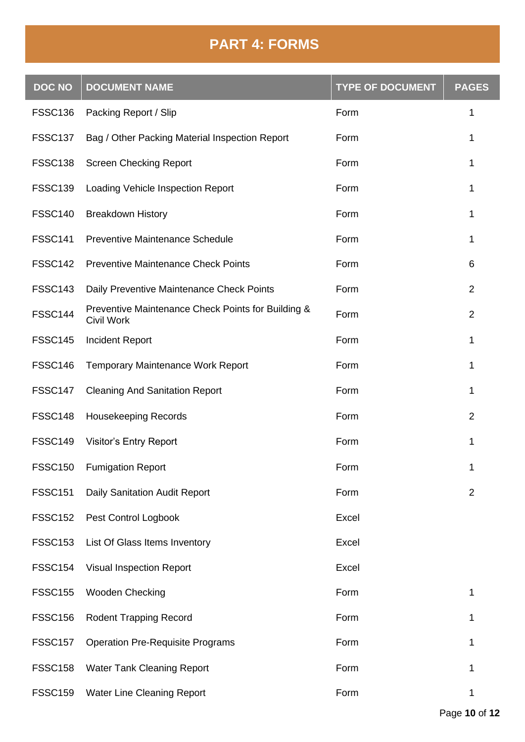# PART 4: FORMS

| DOC NO | DOCUMENT NAME | TYPE OF DOCUMENT | PAGES |
|---|---|---|---|
| FSSC136 | Packing Report / Slip | Form | 1 |
| FSSC137 | Bag / Other Packing Material Inspection Report | Form | 1 |
| FSSC138 | Screen Checking Report | Form | 1 |
| FSSC139 | Loading Vehicle Inspection Report | Form | 1 |
| FSSC140 | Breakdown History | Form | 1 |
| FSSC141 | Preventive Maintenance Schedule | Form | 1 |
| FSSC142 | Preventive Maintenance Check Points | Form | 6 |
| FSSC143 | Daily Preventive Maintenance Check Points | Form | 2 |
| FSSC144 | Preventive Maintenance Check Points for Building & Civil Work | Form | 2 |
| FSSC145 | Incident Report | Form | 1 |
| FSSC146 | Temporary Maintenance Work Report | Form | 1 |
| FSSC147 | Cleaning And Sanitation Report | Form | 1 |
| FSSC148 | Housekeeping Records | Form | 2 |
| FSSC149 | Visitor's Entry Report | Form | 1 |
| FSSC150 | Fumigation Report | Form | 1 |
| FSSC151 | Daily Sanitation Audit Report | Form | 2 |
| FSSC152 | Pest Control Logbook | Excel | |
| FSSC153 | List Of Glass Items Inventory | Excel | |
| FSSC154 | Visual Inspection Report | Excel | |
| FSSC155 | Wooden Checking | Form | 1 |
| FSSC156 | Rodent Trapping Record | Form | 1 |
| FSSC157 | Operation Pre-Requisite Programs | Form | 1 |
| FSSC158 | Water Tank Cleaning Report | Form | 1 |
| FSSC159 | Water Line Cleaning Report | Form | 1 |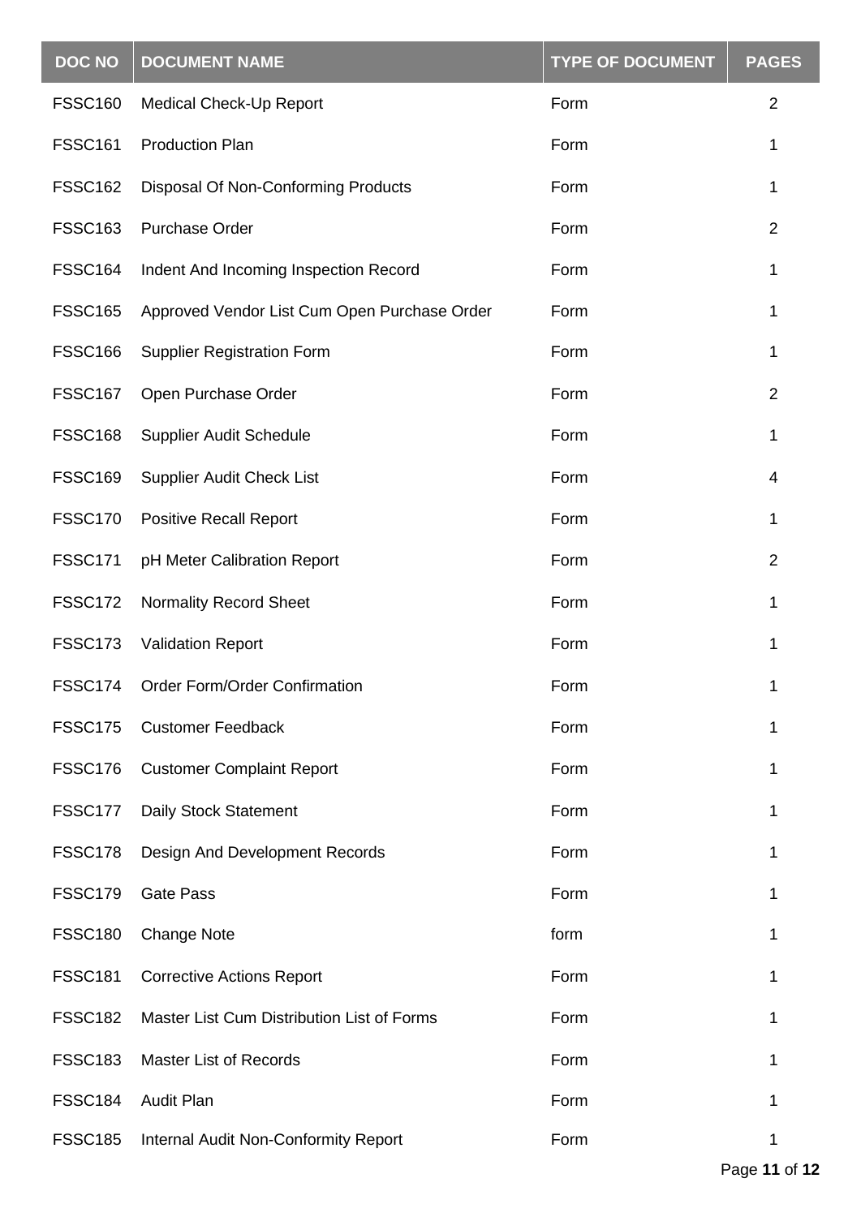| DOC NO | DOCUMENT NAME | TYPE OF DOCUMENT | PAGES |
| --- | --- | --- | --- |
| FSSC160 | Medical Check-Up Report | Form | 2 |
| FSSC161 | Production Plan | Form | 1 |
| FSSC162 | Disposal Of Non-Conforming Products | Form | 1 |
| FSSC163 | Purchase Order | Form | 2 |
| FSSC164 | Indent And Incoming Inspection Record | Form | 1 |
| FSSC165 | Approved Vendor List Cum Open Purchase Order | Form | 1 |
| FSSC166 | Supplier Registration Form | Form | 1 |
| FSSC167 | Open Purchase Order | Form | 2 |
| FSSC168 | Supplier Audit Schedule | Form | 1 |
| FSSC169 | Supplier Audit Check List | Form | 4 |
| FSSC170 | Positive Recall Report | Form | 1 |
| FSSC171 | pH Meter Calibration Report | Form | 2 |
| FSSC172 | Normality Record Sheet | Form | 1 |
| FSSC173 | Validation Report | Form | 1 |
| FSSC174 | Order Form/Order Confirmation | Form | 1 |
| FSSC175 | Customer Feedback | Form | 1 |
| FSSC176 | Customer Complaint Report | Form | 1 |
| FSSC177 | Daily Stock Statement | Form | 1 |
| FSSC178 | Design And Development Records | Form | 1 |
| FSSC179 | Gate Pass | Form | 1 |
| FSSC180 | Change Note | form | 1 |
| FSSC181 | Corrective Actions Report | Form | 1 |
| FSSC182 | Master List Cum Distribution List of Forms | Form | 1 |
| FSSC183 | Master List of Records | Form | 1 |
| FSSC184 | Audit Plan | Form | 1 |
| FSSC185 | Internal Audit Non-Conformity Report | Form | 1 |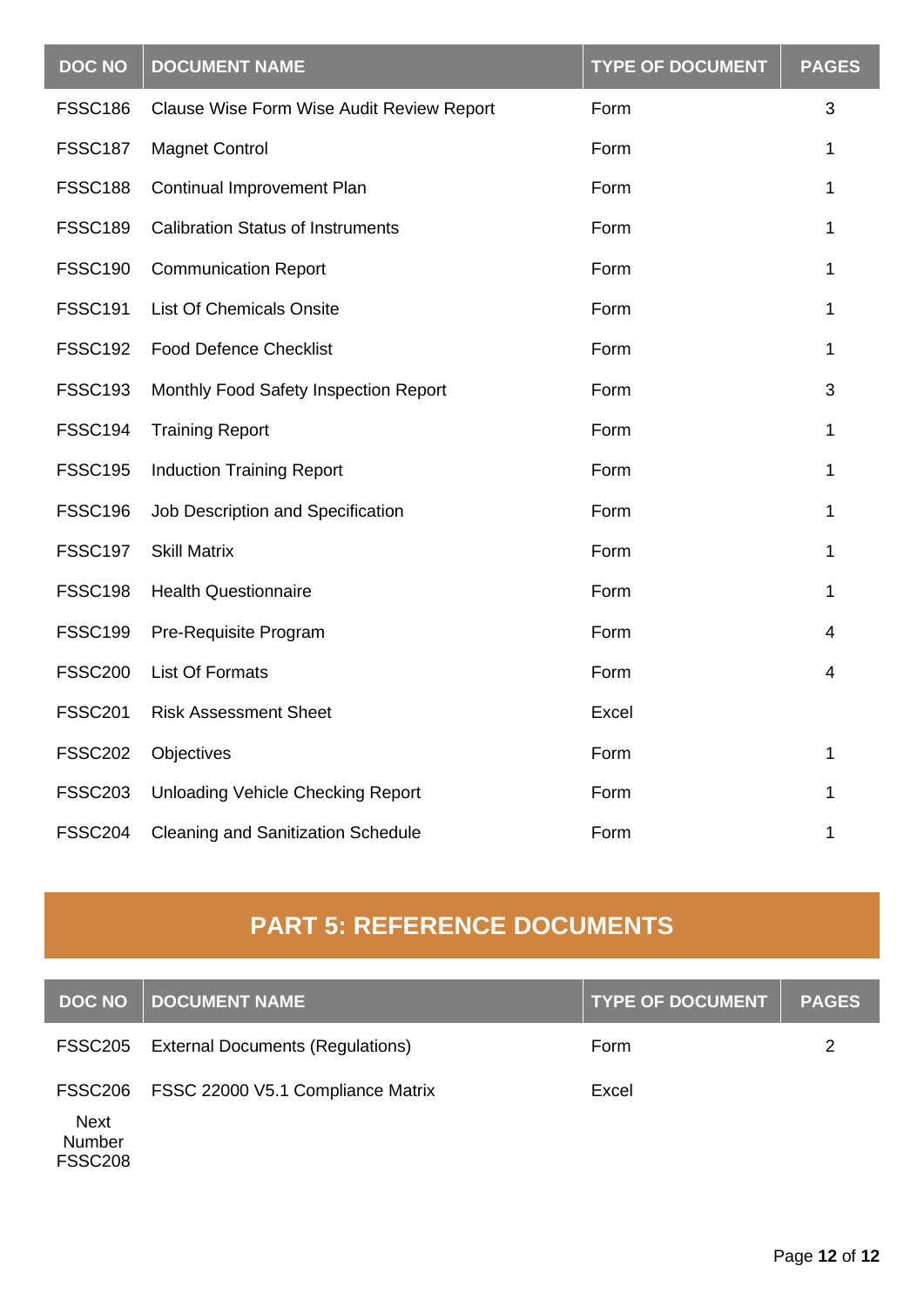| DOC NO | DOCUMENT NAME | TYPE OF DOCUMENT | PAGES |
|---|---|---|---|
| FSSC186 | Clause Wise Form Wise Audit Review Report | Form | 3 |
| FSSC187 | Magnet Control | Form | 1 |
| FSSC188 | Continual Improvement Plan | Form | 1 |
| FSSC189 | Calibration Status of Instruments | Form | 1 |
| FSSC190 | Communication Report | Form | 1 |
| FSSC191 | List Of Chemicals Onsite | Form | 1 |
| FSSC192 | Food Defence Checklist | Form | 1 |
| FSSC193 | Monthly Food Safety Inspection Report | Form | 3 |
| FSSC194 | Training Report | Form | 1 |
| FSSC195 | Induction Training Report | Form | 1 |
| FSSC196 | Job Description and Specification | Form | 1 |
| FSSC197 | Skill Matrix | Form | 1 |
| FSSC198 | Health Questionnaire | Form | 1 |
| FSSC199 | Pre-Requisite Program | Form | 4 |
| FSSC200 | List Of Formats | Form | 4 |
| FSSC201 | Risk Assessment Sheet | Excel | |
| FSSC202 | Objectives | Form | 1 |
| FSSC203 | Unloading Vehicle Checking Report | Form | 1 |
| FSSC204 | Cleaning and Sanitization Schedule | Form | 1 |

## PART 5: REFERENCE DOCUMENTS

| DOC NO | DOCUMENT NAME | TYPE OF DOCUMENT | PAGES |
|---|---|---|---|
| FSSC205 | External Documents (Regulations) | Form | 2 |
| FSSC206 | FSSC 22000 V5.1 Compliance Matrix | Excel | |
| Next Number FSSC208 | | | |